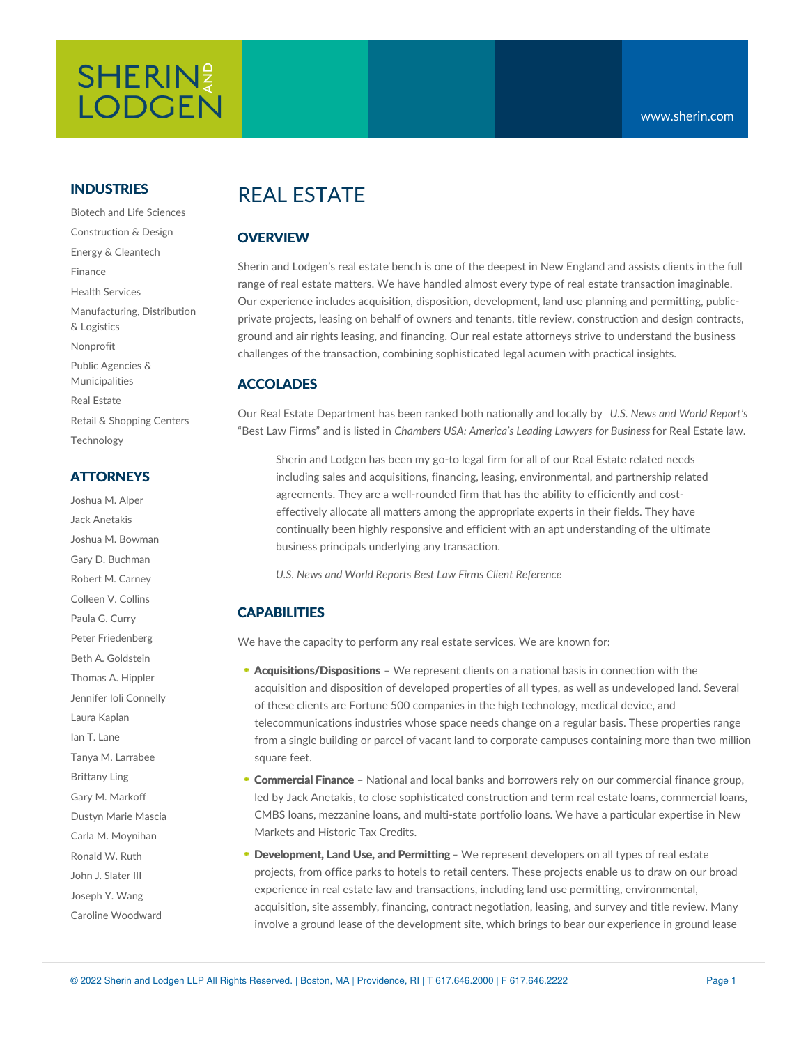SHERIN AND LODGEN

www.sherin.com

## INDUSTRIES

- Biotech and Life Sciences
- Construction & Design
- Energy & Cleantech
- Finance
- Health Services
- Manufacturing, Distribution & Logistics
- Nonprofit
- Public Agencies & Municipalities
- Real Estate
- Retail & Shopping Centers
- Technology

## ATTORNEYS

- Joshua M. Alper
- Jack Anetakis
- Joshua M. Bowman
- Gary D. Buchman
- Robert M. Carney
- Colleen V. Collins
- Paula G. Curry
- Peter Friedenberg
- Beth A. Goldstein
- Thomas A. Hippler
- Jennifer Ioli Connelly
- Laura Kaplan
- Ian T. Lane
- Tanya M. Larrabee
- Brittany Ling
- Gary M. Markoff
- Dustyn Marie Mascia
- Carla M. Moynihan
- Ronald W. Ruth
- John J. Slater III
- Joseph Y. Wang
- Caroline Woodward

# REAL ESTATE

## OVERVIEW

Sherin and Lodgen's real estate bench is one of the deepest in New England and assists clients in the full range of real estate matters. We have handled almost every type of real estate transaction imaginable. Our experience includes acquisition, disposition, development, land use planning and permitting, public-private projects, leasing on behalf of owners and tenants, title review, construction and design contracts, ground and air rights leasing, and financing. Our real estate attorneys strive to understand the business challenges of the transaction, combining sophisticated legal acumen with practical insights.

## ACCOLADES

Our Real Estate Department has been ranked both nationally and locally by *U.S. News and World Report's* "Best Law Firms" and is listed in *Chambers USA: America's Leading Lawyers for Business* for Real Estate law.

> Sherin and Lodgen has been my go-to legal firm for all of our Real Estate related needs including sales and acquisitions, financing, leasing, environmental, and partnership related agreements. They are a well-rounded firm that has the ability to efficiently and cost-effectively allocate all matters among the appropriate experts in their fields. They have continually been highly responsive and efficient with an apt understanding of the ultimate business principals underlying any transaction.
>
> *U.S. News and World Reports Best Law Firms Client Reference*

## CAPABILITIES

We have the capacity to perform any real estate services. We are known for:

- **Acquisitions/Dispositions** – We represent clients on a national basis in connection with the acquisition and disposition of developed properties of all types, as well as undeveloped land. Several of these clients are Fortune 500 companies in the high technology, medical device, and telecommunications industries whose space needs change on a regular basis. These properties range from a single building or parcel of vacant land to corporate campuses containing more than two million square feet.
- **Commercial Finance** – National and local banks and borrowers rely on our commercial finance group, led by Jack Anetakis, to close sophisticated construction and term real estate loans, commercial loans, CMBS loans, mezzanine loans, and multi-state portfolio loans. We have a particular expertise in New Markets and Historic Tax Credits.
- **Development, Land Use, and Permitting** – We represent developers on all types of real estate projects, from office parks to hotels to retail centers. These projects enable us to draw on our broad experience in real estate law and transactions, including land use permitting, environmental, acquisition, site assembly, financing, contract negotiation, leasing, and survey and title review. Many involve a ground lease of the development site, which brings to bear our experience in ground lease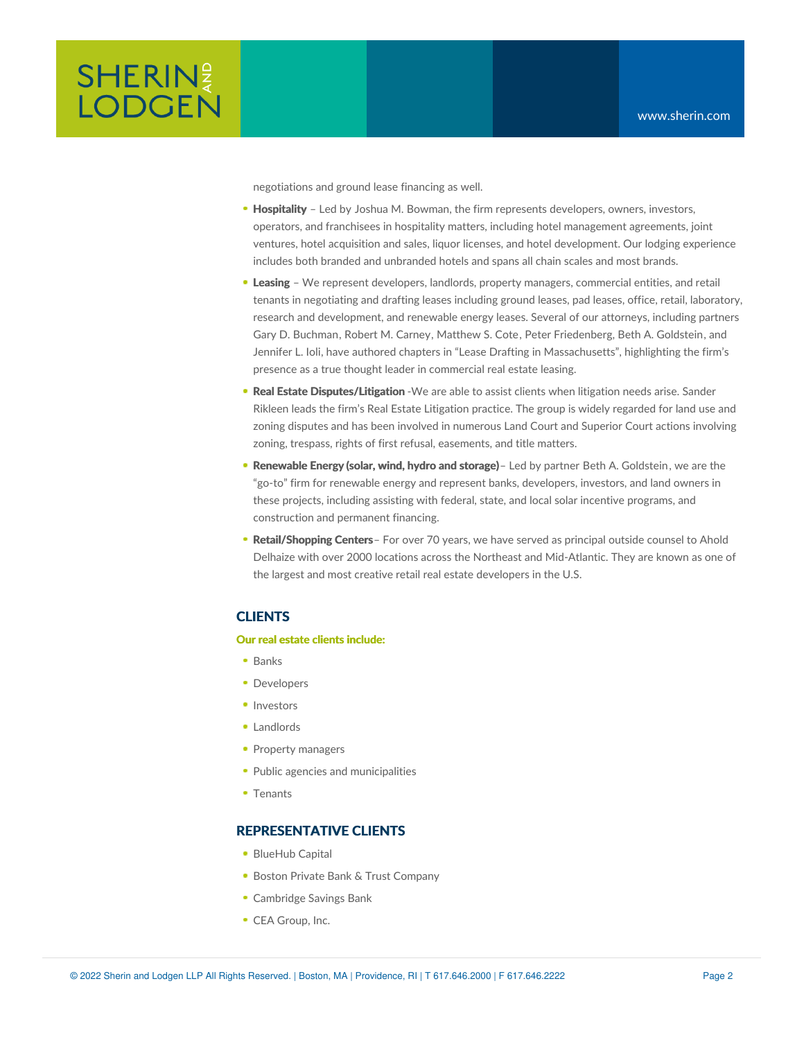negotiations and ground lease financing as well.

- **Hospitality** – Led by Joshua M. Bowman, the firm represents developers, owners, investors, operators, and franchisees in hospitality matters, including hotel management agreements, joint ventures, hotel acquisition and sales, liquor licenses, and hotel development. Our lodging experience includes both branded and unbranded hotels and spans all chain scales and most brands.
- **Leasing** – We represent developers, landlords, property managers, commercial entities, and retail tenants in negotiating and drafting leases including ground leases, pad leases, office, retail, laboratory, research and development, and renewable energy leases. Several of our attorneys, including partners Gary D. Buchman, Robert M. Carney, Matthew S. Cote, Peter Friedenberg, Beth A. Goldstein, and Jennifer L. Ioli, have authored chapters in "Lease Drafting in Massachusetts", highlighting the firm's presence as a true thought leader in commercial real estate leasing.
- **Real Estate Disputes/Litigation** -We are able to assist clients when litigation needs arise. Sander Rikleen leads the firm's Real Estate Litigation practice. The group is widely regarded for land use and zoning disputes and has been involved in numerous Land Court and Superior Court actions involving zoning, trespass, rights of first refusal, easements, and title matters.
- **Renewable Energy (solar, wind, hydro and storage)**– Led by partner Beth A. Goldstein, we are the "go-to" firm for renewable energy and represent banks, developers, investors, and land owners in these projects, including assisting with federal, state, and local solar incentive programs, and construction and permanent financing.
- **Retail/Shopping Centers**– For over 70 years, we have served as principal outside counsel to Ahold Delhaize with over 2000 locations across the Northeast and Mid-Atlantic. They are known as one of the largest and most creative retail real estate developers in the U.S.

## CLIENTS

**Our real estate clients include:**

- Banks
- Developers
- Investors
- Landlords
- Property managers
- Public agencies and municipalities
- Tenants

## REPRESENTATIVE CLIENTS

- BlueHub Capital
- Boston Private Bank & Trust Company
- Cambridge Savings Bank
- CEA Group, Inc.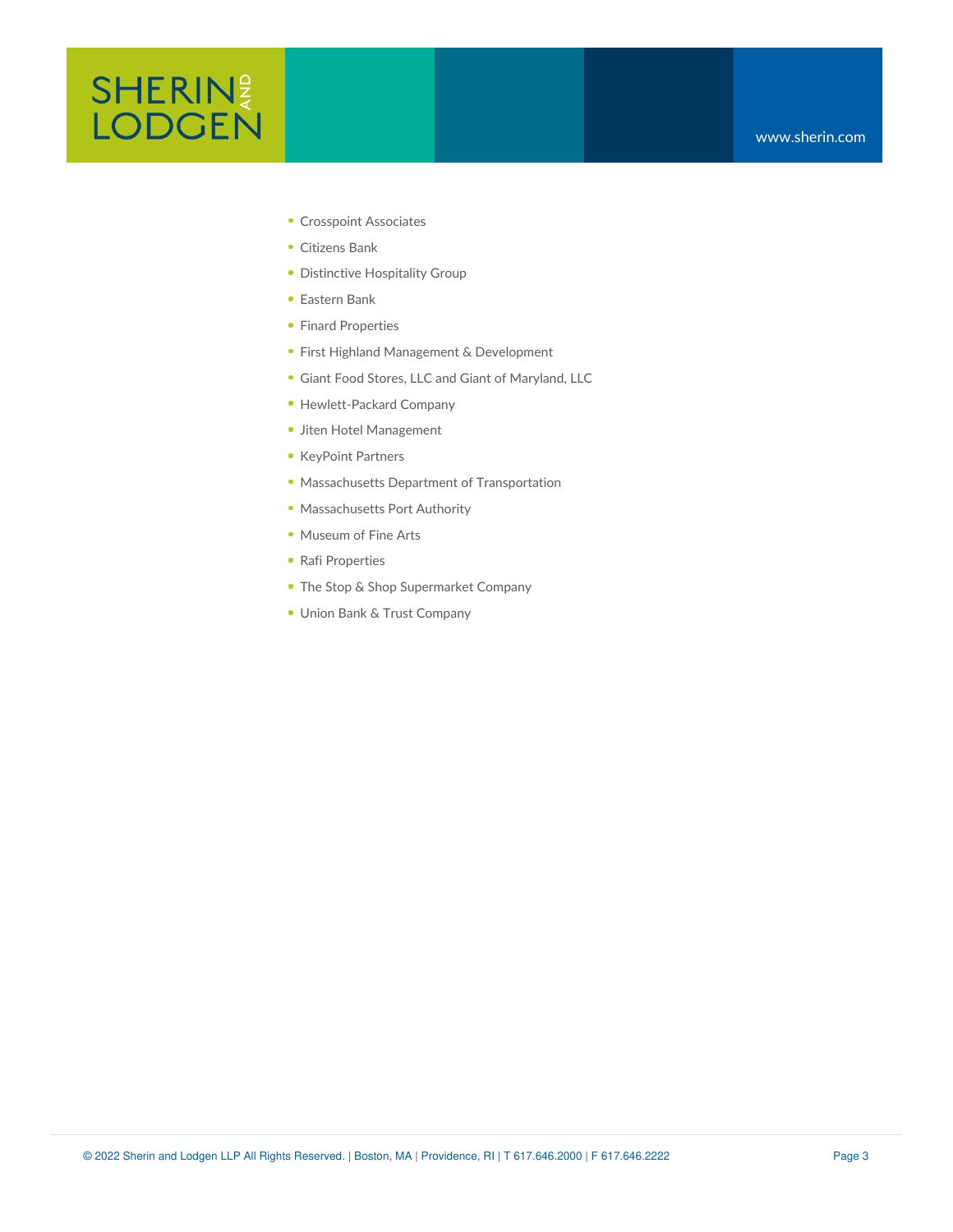- Crosspoint Associates
- Citizens Bank
- Distinctive Hospitality Group
- Eastern Bank
- Finard Properties
- First Highland Management & Development
- Giant Food Stores, LLC and Giant of Maryland, LLC
- Hewlett-Packard Company
- Jiten Hotel Management
- KeyPoint Partners
- Massachusetts Department of Transportation
- Massachusetts Port Authority
- Museum of Fine Arts
- Rafi Properties
- The Stop & Shop Supermarket Company
- Union Bank & Trust Company